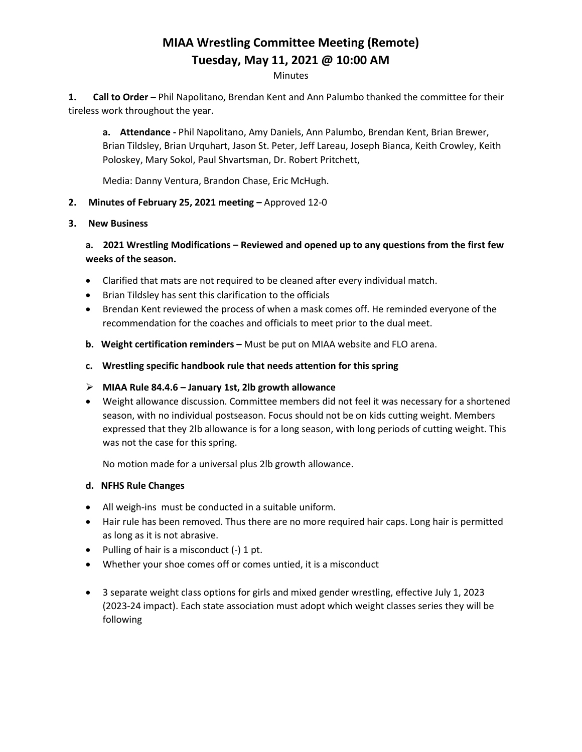# MIAA Wrestling Committee Meeting (Remote)
## Tuesday, May 11, 2021 @ 10:00 AM

Minutes

**1. Call to Order –** Phil Napolitano, Brendan Kent and Ann Palumbo thanked the committee for their tireless work throughout the year.

> **a. Attendance -** Phil Napolitano, Amy Daniels, Ann Palumbo, Brendan Kent, Brian Brewer, Brian Tildsley, Brian Urquhart, Jason St. Peter, Jeff Lareau, Joseph Bianca, Keith Crowley, Keith Poloskey, Mary Sokol, Paul Shvartsman, Dr. Robert Pritchett,
>
> Media: Danny Ventura, Brandon Chase, Eric McHugh.

**2. Minutes of February 25, 2021 meeting –** Approved 12-0

**3. New Business**

**a. 2021 Wrestling Modifications – Reviewed and opened up to any questions from the first few weeks of the season.**

- Clarified that mats are not required to be cleaned after every individual match.
- Brian Tildsley has sent this clarification to the officials
- Brendan Kent reviewed the process of when a mask comes off. He reminded everyone of the recommendation for the coaches and officials to meet prior to the dual meet.

**b. Weight certification reminders –** Must be put on MIAA website and FLO arena.

**c. Wrestling specific handbook rule that needs attention for this spring**

- **MIAA Rule 84.4.6 – January 1st, 2lb growth allowance**

- Weight allowance discussion. Committee members did not feel it was necessary for a shortened season, with no individual postseason. Focus should not be on kids cutting weight. Members expressed that they 2lb allowance is for a long season, with long periods of cutting weight. This was not the case for this spring.

  No motion made for a universal plus 2lb growth allowance.

**d. NFHS Rule Changes**

- All weigh-ins must be conducted in a suitable uniform.
- Hair rule has been removed. Thus there are no more required hair caps. Long hair is permitted as long as it is not abrasive.
- Pulling of hair is a misconduct (-) 1 pt.
- Whether your shoe comes off or comes untied, it is a misconduct

- 3 separate weight class options for girls and mixed gender wrestling, effective July 1, 2023 (2023-24 impact). Each state association must adopt which weight classes series they will be following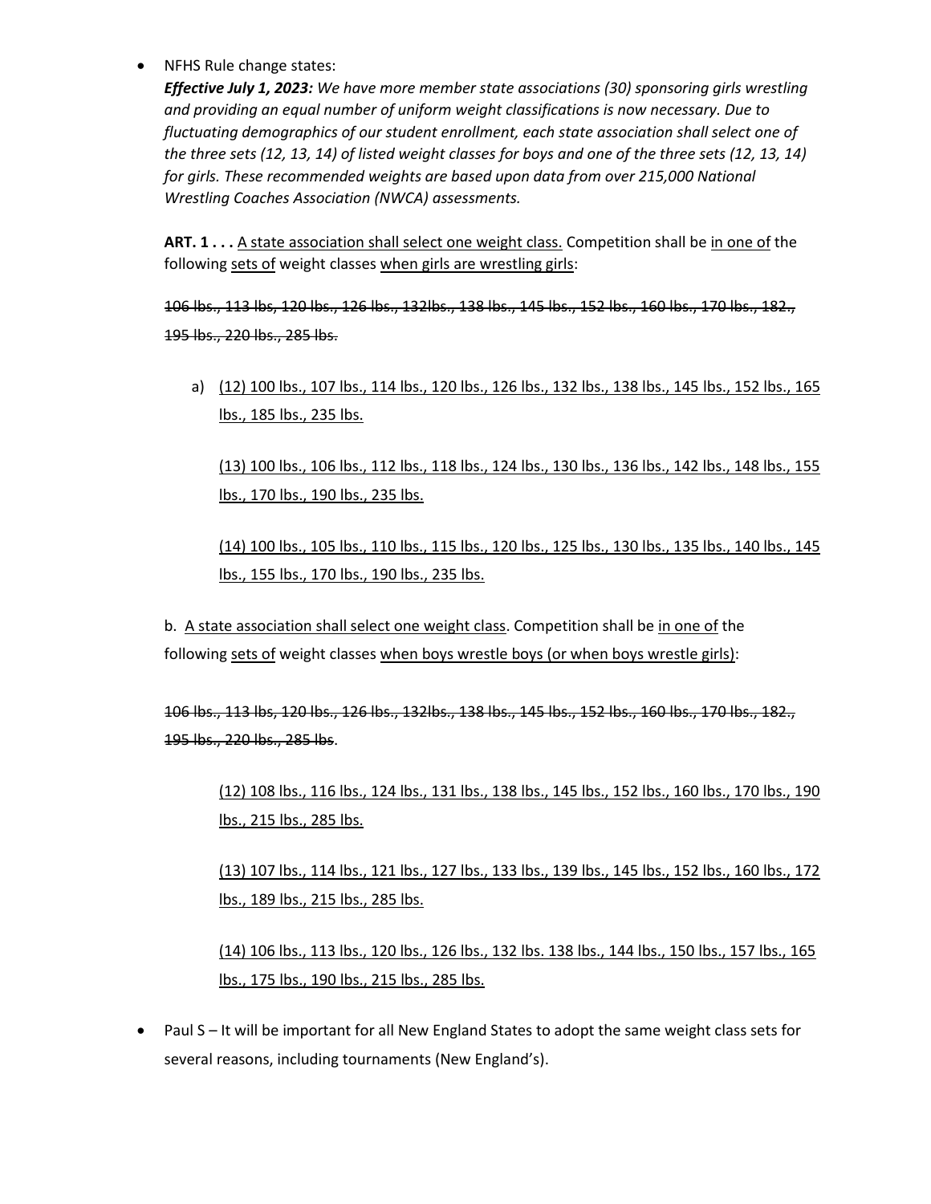- NFHS Rule change states:
  ***Effective July 1, 2023:*** *We have more member state associations (30) sponsoring girls wrestling and providing an equal number of uniform weight classifications is now necessary. Due to fluctuating demographics of our student enrollment, each state association shall select one of the three sets (12, 13, 14) of listed weight classes for boys and one of the three sets (12, 13, 14) for girls. These recommended weights are based upon data from over 215,000 National Wrestling Coaches Association (NWCA) assessments.*

  **ART. 1 . . .** <u>A state association shall select one weight class.</u> Competition shall be <u>in one of</u> the following <u>sets of</u> weight classes <u>when girls are wrestling girls</u>:

  ~~106 lbs., 113 lbs, 120 lbs., 126 lbs., 132lbs., 138 lbs., 145 lbs., 152 lbs., 160 lbs., 170 lbs., 182., 195 lbs., 220 lbs., 285 lbs.~~

  a) <u>(12) 100 lbs., 107 lbs., 114 lbs., 120 lbs., 126 lbs., 132 lbs., 138 lbs., 145 lbs., 152 lbs., 165 lbs., 185 lbs., 235 lbs.</u>

     <u>(13) 100 lbs., 106 lbs., 112 lbs., 118 lbs., 124 lbs., 130 lbs., 136 lbs., 142 lbs., 148 lbs., 155 lbs., 170 lbs., 190 lbs., 235 lbs.</u>

     <u>(14) 100 lbs., 105 lbs., 110 lbs., 115 lbs., 120 lbs., 125 lbs., 130 lbs., 135 lbs., 140 lbs., 145 lbs., 155 lbs., 170 lbs., 190 lbs., 235 lbs.</u>

  b. <u>A state association shall select one weight class</u>. Competition shall be <u>in one of</u> the following <u>sets of</u> weight classes <u>when boys wrestle boys (or when boys wrestle girls)</u>:

  ~~106 lbs., 113 lbs, 120 lbs., 126 lbs., 132lbs., 138 lbs., 145 lbs., 152 lbs., 160 lbs., 170 lbs., 182., 195 lbs., 220 lbs., 285 lbs~~.

     <u>(12) 108 lbs., 116 lbs., 124 lbs., 131 lbs., 138 lbs., 145 lbs., 152 lbs., 160 lbs., 170 lbs., 190 lbs., 215 lbs., 285 lbs.</u>

     <u>(13) 107 lbs., 114 lbs., 121 lbs., 127 lbs., 133 lbs., 139 lbs., 145 lbs., 152 lbs., 160 lbs., 172 lbs., 189 lbs., 215 lbs., 285 lbs.</u>

     <u>(14) 106 lbs., 113 lbs., 120 lbs., 126 lbs., 132 lbs. 138 lbs., 144 lbs., 150 lbs., 157 lbs., 165 lbs., 175 lbs., 190 lbs., 215 lbs., 285 lbs.</u>

- Paul S – It will be important for all New England States to adopt the same weight class sets for several reasons, including tournaments (New England's).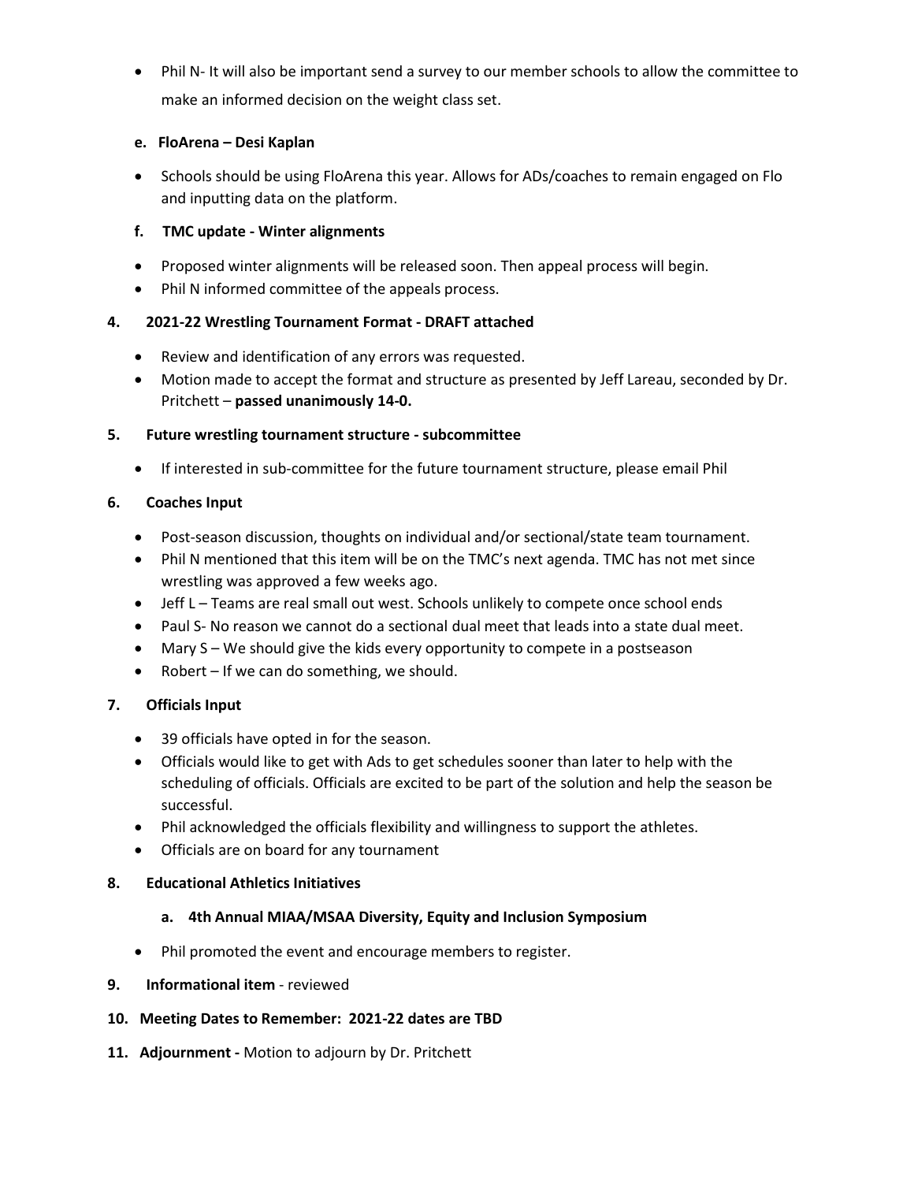- Phil N- It will also be important send a survey to our member schools to allow the committee to make an informed decision on the weight class set.

**e. FloArena – Desi Kaplan**

- Schools should be using FloArena this year. Allows for ADs/coaches to remain engaged on Flo and inputting data on the platform.

**f. TMC update - Winter alignments**

- Proposed winter alignments will be released soon. Then appeal process will begin.
- Phil N informed committee of the appeals process.

**4. 2021-22 Wrestling Tournament Format - DRAFT attached**

- Review and identification of any errors was requested.
- Motion made to accept the format and structure as presented by Jeff Lareau, seconded by Dr. Pritchett – **passed unanimously 14-0.**

**5. Future wrestling tournament structure - subcommittee**

- If interested in sub-committee for the future tournament structure, please email Phil

**6. Coaches Input**

- Post-season discussion, thoughts on individual and/or sectional/state team tournament.
- Phil N mentioned that this item will be on the TMC's next agenda. TMC has not met since wrestling was approved a few weeks ago.
- Jeff L – Teams are real small out west. Schools unlikely to compete once school ends
- Paul S- No reason we cannot do a sectional dual meet that leads into a state dual meet.
- Mary S – We should give the kids every opportunity to compete in a postseason
- Robert – If we can do something, we should.

**7. Officials Input**

- 39 officials have opted in for the season.
- Officials would like to get with Ads to get schedules sooner than later to help with the scheduling of officials. Officials are excited to be part of the solution and help the season be successful.
- Phil acknowledged the officials flexibility and willingness to support the athletes.
- Officials are on board for any tournament

**8. Educational Athletics Initiatives**

**a. 4th Annual MIAA/MSAA Diversity, Equity and Inclusion Symposium**

- Phil promoted the event and encourage members to register.

**9. Informational item** - reviewed

**10. Meeting Dates to Remember: 2021-22 dates are TBD**

**11. Adjournment -** Motion to adjourn by Dr. Pritchett